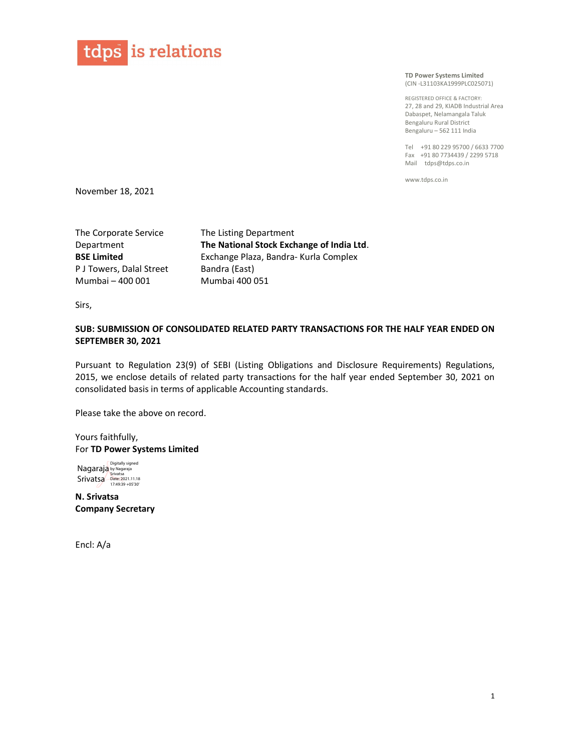tdps is relations

**TD Power Systems Limited**
(CIN -L31103KA1999PLC025071)

REGISTERED OFFICE & FACTORY:
27, 28 and 29, KIADB Industrial Area
Dabaspet, Nelamangala Taluk
Bengaluru Rural District
Bengaluru – 562 111 India

Tel +91 80 229 95700 / 6633 7700
Fax +91 80 7734439 / 2299 5718
Mail tdps@tdps.co.in

www.tdps.co.in

November 18, 2021

The Corporate Service Department
**BSE Limited**
P J Towers, Dalal Street
Mumbai – 400 001

The Listing Department
**The National Stock Exchange of India Ltd**.
Exchange Plaza, Bandra- Kurla Complex
Bandra (East)
Mumbai 400 051

Sirs,

**SUB: SUBMISSION OF CONSOLIDATED RELATED PARTY TRANSACTIONS FOR THE HALF YEAR ENDED ON SEPTEMBER 30, 2021**

Pursuant to Regulation 23(9) of SEBI (Listing Obligations and Disclosure Requirements) Regulations, 2015, we enclose details of related party transactions for the half year ended September 30, 2021 on consolidated basis in terms of applicable Accounting standards.

Please take the above on record.

Yours faithfully,
For **TD Power Systems Limited**

Nagaraja Srivatsa
Digitally signed by Nagaraja Srivatsa
Date: 2021.11.18 17:49:39 +05'30'

**N. Srivatsa**
**Company Secretary**

Encl: A/a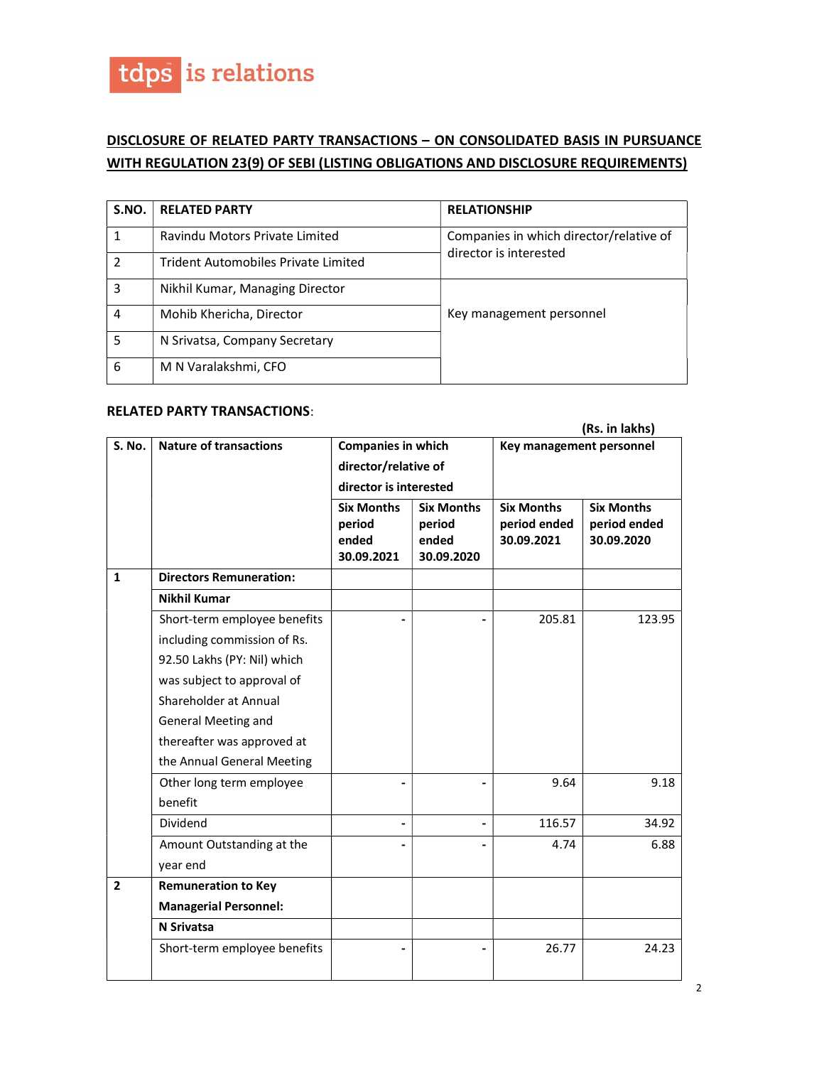tdps is relations

## DISCLOSURE OF RELATED PARTY TRANSACTIONS – ON CONSOLIDATED BASIS IN PURSUANCE WITH REGULATION 23(9) OF SEBI (LISTING OBLIGATIONS AND DISCLOSURE REQUIREMENTS)

| S.NO. | RELATED PARTY | RELATIONSHIP |
|---|---|---|
| 1 | Ravindu Motors Private Limited | Companies in which director/relative of director is interested |
| 2 | Trident Automobiles Private Limited | |
| 3 | Nikhil Kumar, Managing Director | Key management personnel |
| 4 | Mohib Khericha, Director | |
| 5 | N Srivatsa, Company Secretary | |
| 6 | M N Varalakshmi, CFO | |

**RELATED PARTY TRANSACTIONS**:

(Rs. in lakhs)

| S. No. | Nature of transactions | Companies in which director/relative of director is interested | | Key management personnel | |
|---|---|---|---|---|---|
| | | Six Months period ended 30.09.2021 | Six Months period ended 30.09.2020 | Six Months period ended 30.09.2021 | Six Months period ended 30.09.2020 |
| **1** | **Directors Remuneration:** | | | | |
| | **Nikhil Kumar** | | | | |
| | Short-term employee benefits including commission of Rs. 92.50 Lakhs (PY: Nil) which was subject to approval of Shareholder at Annual General Meeting and thereafter was approved at the Annual General Meeting | - | - | 205.81 | 123.95 |
| | Other long term employee benefit | - | - | 9.64 | 9.18 |
| | Dividend | - | - | 116.57 | 34.92 |
| | Amount Outstanding at the year end | - | - | 4.74 | 6.88 |
| **2** | **Remuneration to Key Managerial Personnel:** | | | | |
| | **N Srivatsa** | | | | |
| | Short-term employee benefits | - | - | 26.77 | 24.23 |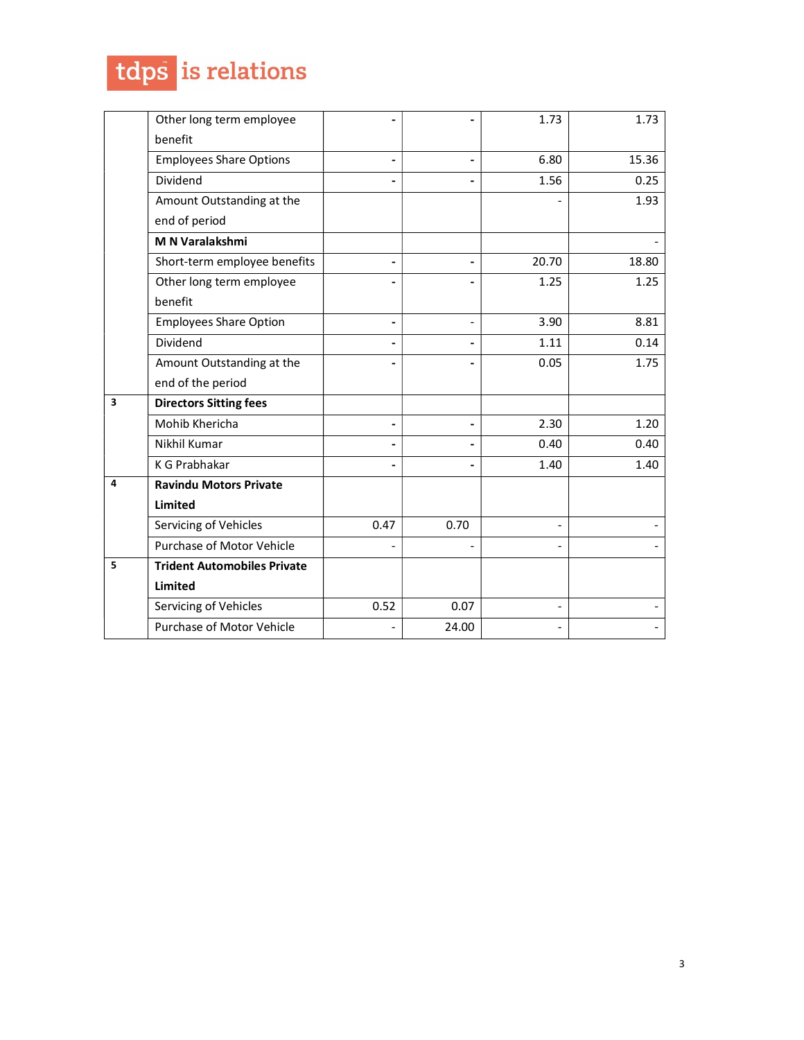| | | | | | |
|---|---|---|---|---|---|
| | Other long term employee benefit | - | - | 1.73 | 1.73 |
| | Employees Share Options | - | - | 6.80 | 15.36 |
| | Dividend | - | - | 1.56 | 0.25 |
| | Amount Outstanding at the end of period | | | - | 1.93 |
| | **M N Varalakshmi** | | | | - |
| | Short-term employee benefits | - | - | 20.70 | 18.80 |
| | Other long term employee benefit | - | - | 1.25 | 1.25 |
| | Employees Share Option | - | - | 3.90 | 8.81 |
| | Dividend | - | - | 1.11 | 0.14 |
| | Amount Outstanding at the end of the period | - | - | 0.05 | 1.75 |
| **3** | **Directors Sitting fees** | | | | |
| | Mohib Khericha | - | - | 2.30 | 1.20 |
| | Nikhil Kumar | - | - | 0.40 | 0.40 |
| | K G Prabhakar | - | - | 1.40 | 1.40 |
| **4** | **Ravindu Motors Private Limited** | | | | |
| | Servicing of Vehicles | 0.47 | 0.70 | - | - |
| | Purchase of Motor Vehicle | - | - | - | - |
| **5** | **Trident Automobiles Private Limited** | | | | |
| | Servicing of Vehicles | 0.52 | 0.07 | - | - |
| | Purchase of Motor Vehicle | - | 24.00 | - | - |